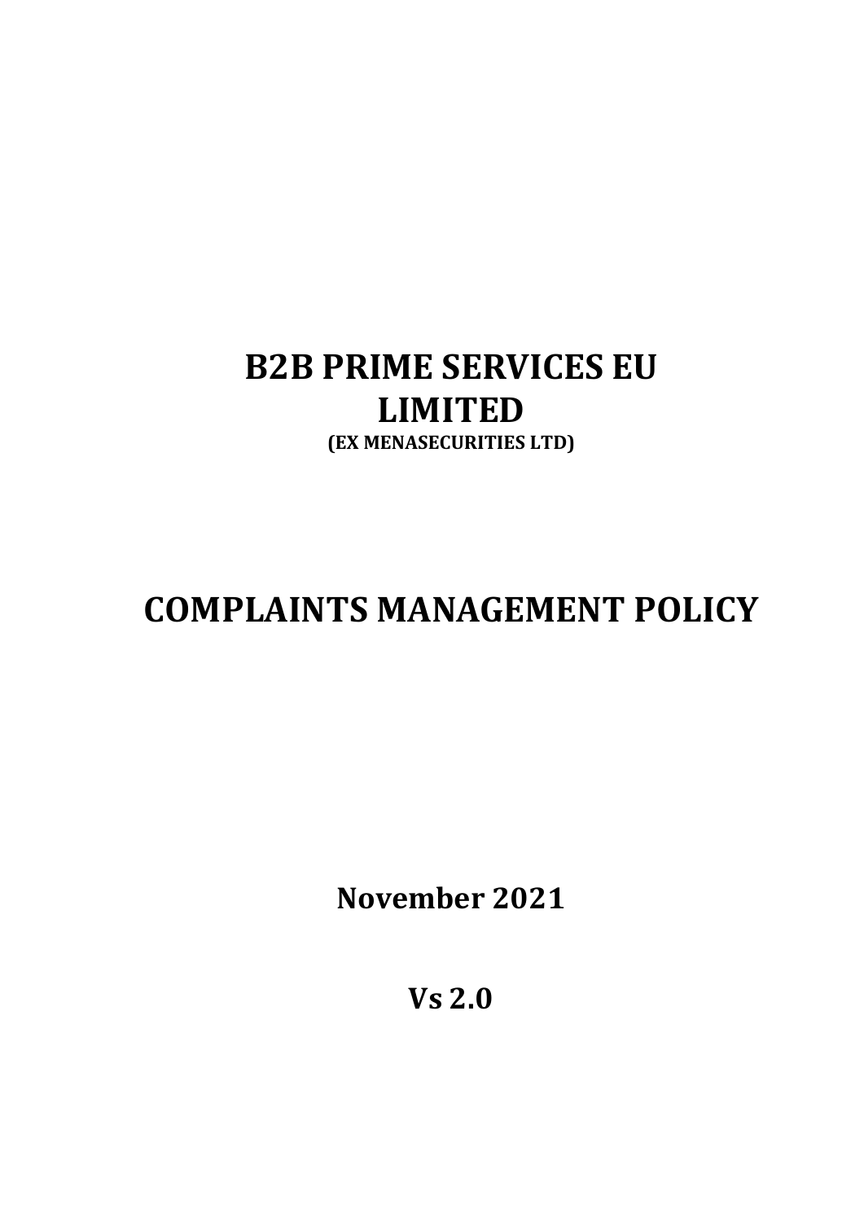# B2B PRIME SERVICES EU LIMITED

**(EX MENASECURITIES LTD)**

# COMPLAINTS MANAGEMENT POLICY

**November 2021**

**Vs 2.0**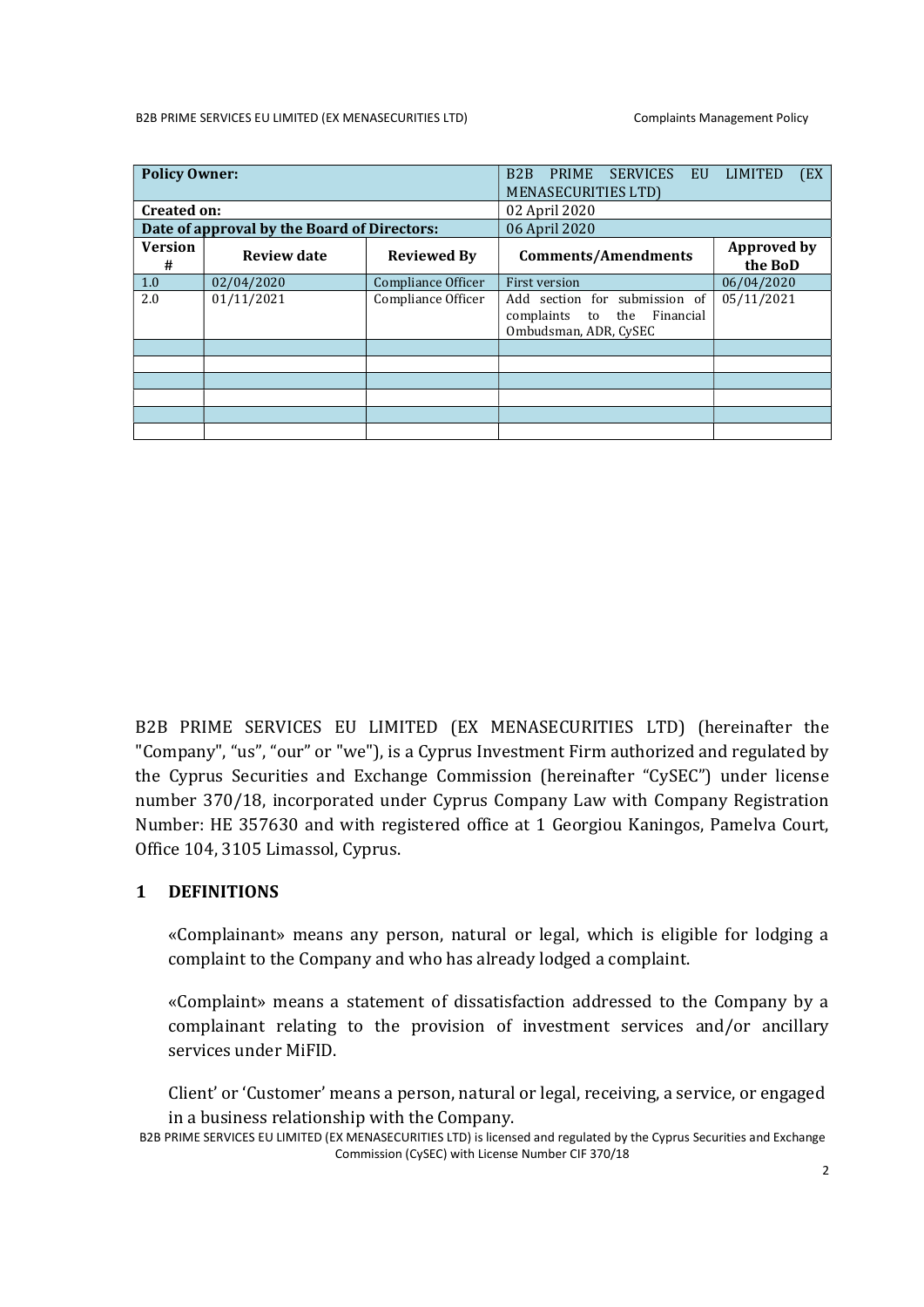| **Policy Owner:** | | | B2B PRIME SERVICES EU LIMITED (EX MENASECURITIES LTD) | |
|---|---|---|---|---|
| **Created on:** | | | 02 April 2020 | |
| **Date of approval by the Board of Directors:** | | | 06 April 2020 | |
| **Version #** | **Review date** | **Reviewed By** | **Comments/Amendments** | **Approved by the BoD** |
| 1.0 | 02/04/2020 | Compliance Officer | First version | 06/04/2020 |
| 2.0 | 01/11/2021 | Compliance Officer | Add section for submission of complaints to the Financial Ombudsman, ADR, CySEC | 05/11/2021 |
| | | | | |
| | | | | |
| | | | | |
| | | | | |
| | | | | |
| | | | | |

B2B PRIME SERVICES EU LIMITED (EX MENASECURITIES LTD) (hereinafter the "Company", "us", "our" or "we"), is a Cyprus Investment Firm authorized and regulated by the Cyprus Securities and Exchange Commission (hereinafter "CySEC") under license number 370/18, incorporated under Cyprus Company Law with Company Registration Number: HE 357630 and with registered office at 1 Georgiou Kaningos, Pamelva Court, Office 104, 3105 Limassol, Cyprus.

## 1 DEFINITIONS

«Complainant» means any person, natural or legal, which is eligible for lodging a complaint to the Company and who has already lodged a complaint.

«Complaint» means a statement of dissatisfaction addressed to the Company by a complainant relating to the provision of investment services and/or ancillary services under MiFID.

Client' or 'Customer' means a person, natural or legal, receiving, a service, or engaged in a business relationship with the Company.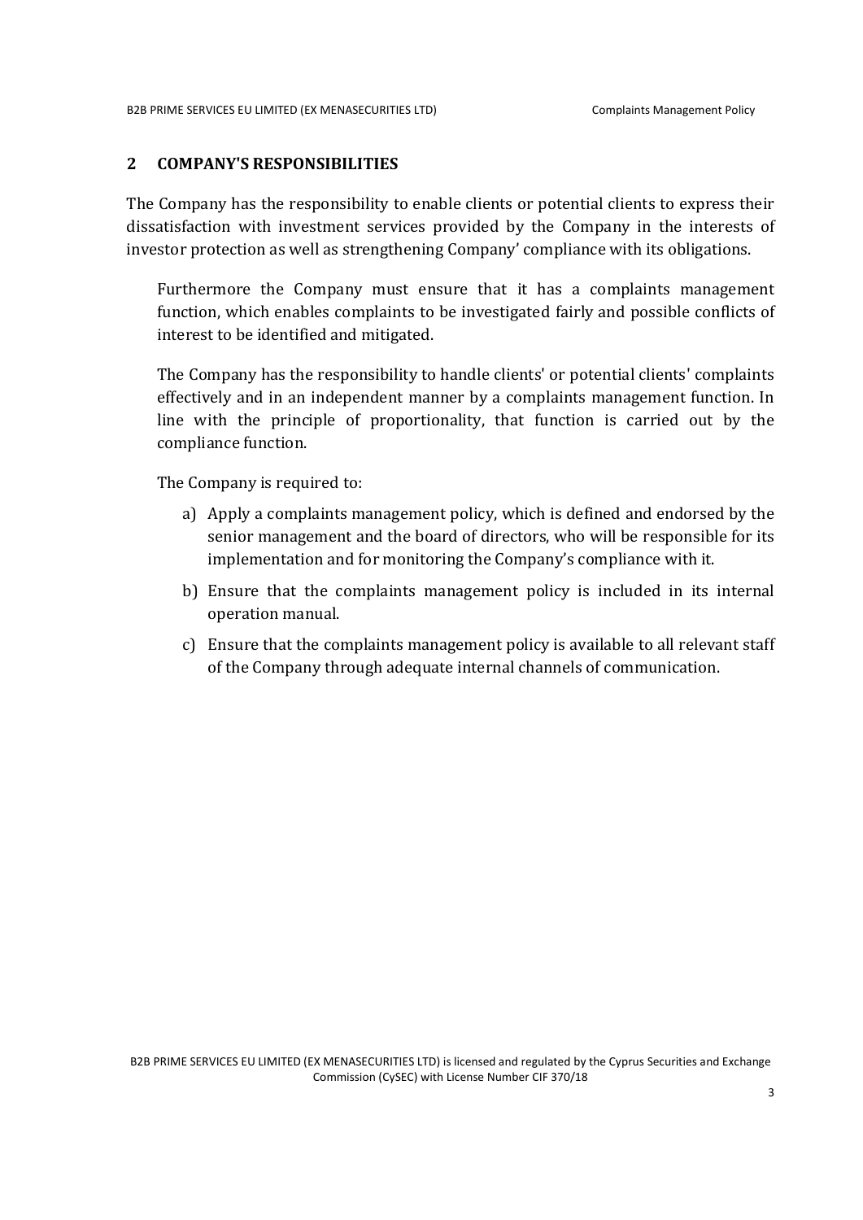## 2 COMPANY'S RESPONSIBILITIES

The Company has the responsibility to enable clients or potential clients to express their dissatisfaction with investment services provided by the Company in the interests of investor protection as well as strengthening Company' compliance with its obligations.

Furthermore the Company must ensure that it has a complaints management function, which enables complaints to be investigated fairly and possible conflicts of interest to be identified and mitigated.

The Company has the responsibility to handle clients' or potential clients' complaints effectively and in an independent manner by a complaints management function. In line with the principle of proportionality, that function is carried out by the compliance function.

The Company is required to:

a) Apply a complaints management policy, which is defined and endorsed by the senior management and the board of directors, who will be responsible for its implementation and for monitoring the Company's compliance with it.

b) Ensure that the complaints management policy is included in its internal operation manual.

c) Ensure that the complaints management policy is available to all relevant staff of the Company through adequate internal channels of communication.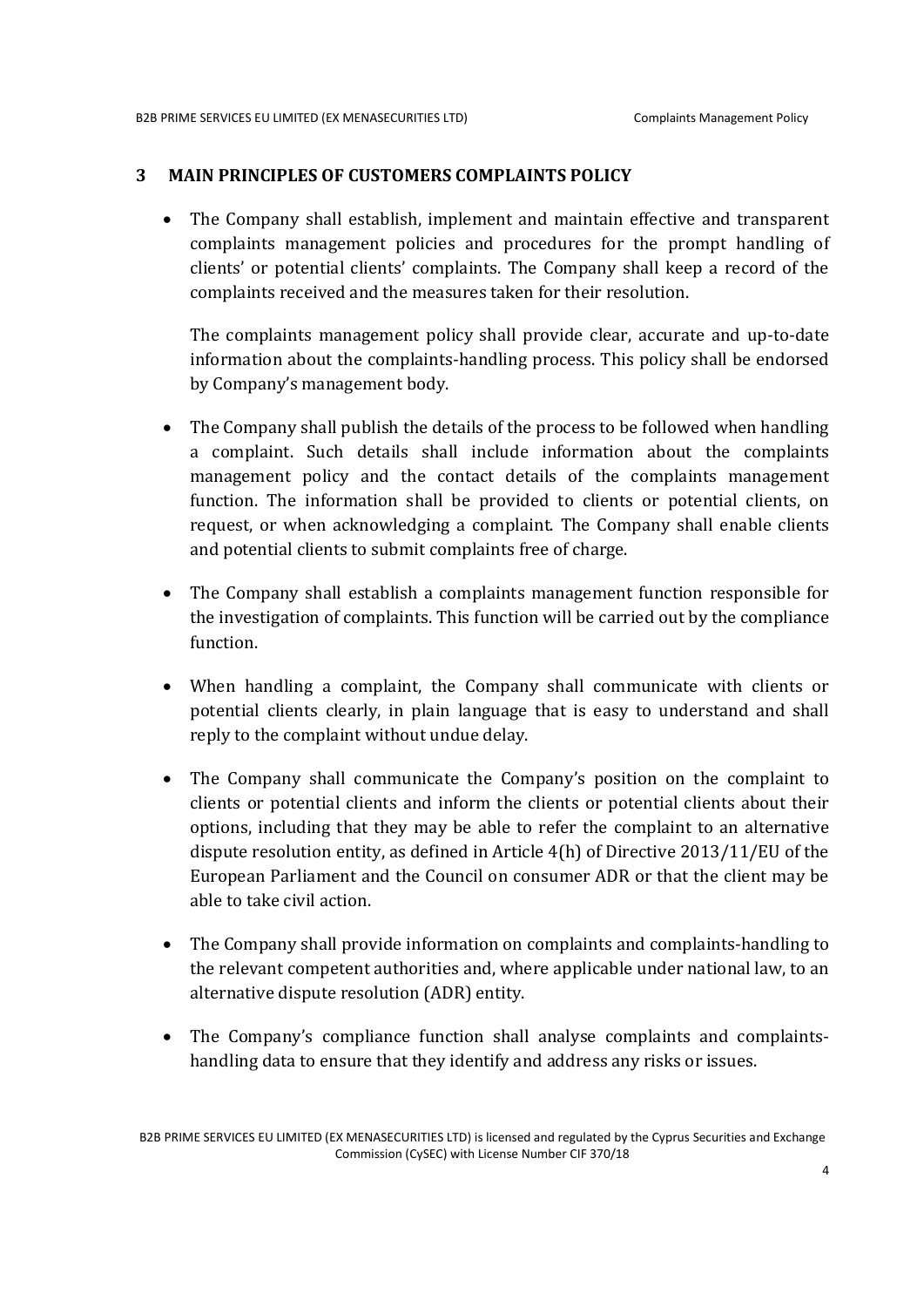## 3 MAIN PRINCIPLES OF CUSTOMERS COMPLAINTS POLICY

- The Company shall establish, implement and maintain effective and transparent complaints management policies and procedures for the prompt handling of clients' or potential clients' complaints. The Company shall keep a record of the complaints received and the measures taken for their resolution.

  The complaints management policy shall provide clear, accurate and up-to-date information about the complaints-handling process. This policy shall be endorsed by Company's management body.

- The Company shall publish the details of the process to be followed when handling a complaint. Such details shall include information about the complaints management policy and the contact details of the complaints management function. The information shall be provided to clients or potential clients, on request, or when acknowledging a complaint. The Company shall enable clients and potential clients to submit complaints free of charge.

- The Company shall establish a complaints management function responsible for the investigation of complaints. This function will be carried out by the compliance function.

- When handling a complaint, the Company shall communicate with clients or potential clients clearly, in plain language that is easy to understand and shall reply to the complaint without undue delay.

- The Company shall communicate the Company's position on the complaint to clients or potential clients and inform the clients or potential clients about their options, including that they may be able to refer the complaint to an alternative dispute resolution entity, as defined in Article 4(h) of Directive 2013/11/EU of the European Parliament and the Council on consumer ADR or that the client may be able to take civil action.

- The Company shall provide information on complaints and complaints-handling to the relevant competent authorities and, where applicable under national law, to an alternative dispute resolution (ADR) entity.

- The Company's compliance function shall analyse complaints and complaints-handling data to ensure that they identify and address any risks or issues.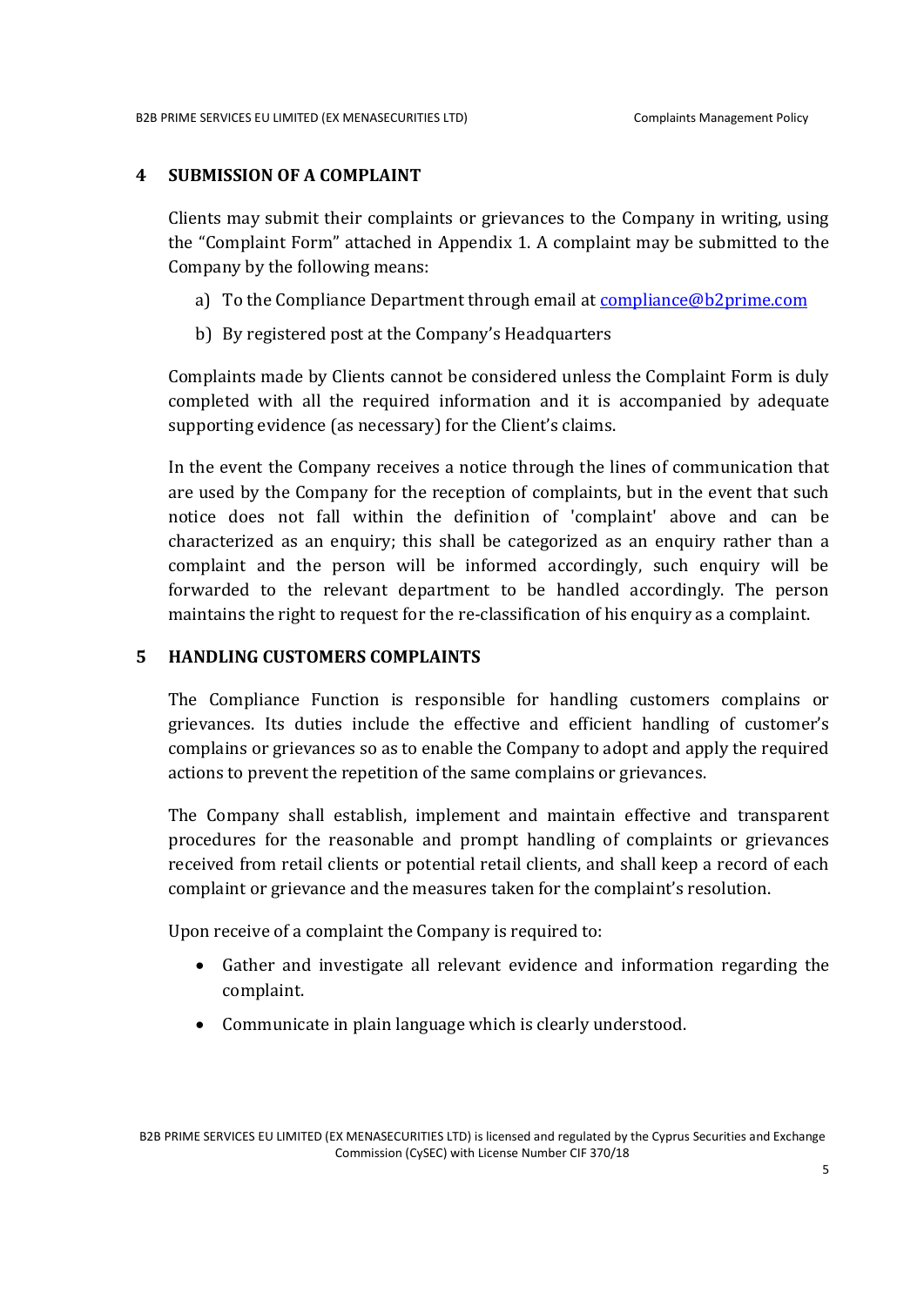## 4 SUBMISSION OF A COMPLAINT

Clients may submit their complaints or grievances to the Company in writing, using the "Complaint Form" attached in Appendix 1. A complaint may be submitted to the Company by the following means:

a) To the Compliance Department through email at compliance@b2prime.com

b) By registered post at the Company's Headquarters

Complaints made by Clients cannot be considered unless the Complaint Form is duly completed with all the required information and it is accompanied by adequate supporting evidence (as necessary) for the Client's claims.

In the event the Company receives a notice through the lines of communication that are used by the Company for the reception of complaints, but in the event that such notice does not fall within the definition of 'complaint' above and can be characterized as an enquiry; this shall be categorized as an enquiry rather than a complaint and the person will be informed accordingly, such enquiry will be forwarded to the relevant department to be handled accordingly. The person maintains the right to request for the re-classification of his enquiry as a complaint.

## 5 HANDLING CUSTOMERS COMPLAINTS

The Compliance Function is responsible for handling customers complains or grievances. Its duties include the effective and efficient handling of customer's complains or grievances so as to enable the Company to adopt and apply the required actions to prevent the repetition of the same complains or grievances.

The Company shall establish, implement and maintain effective and transparent procedures for the reasonable and prompt handling of complaints or grievances received from retail clients or potential retail clients, and shall keep a record of each complaint or grievance and the measures taken for the complaint's resolution.

Upon receive of a complaint the Company is required to:

- Gather and investigate all relevant evidence and information regarding the complaint.
- Communicate in plain language which is clearly understood.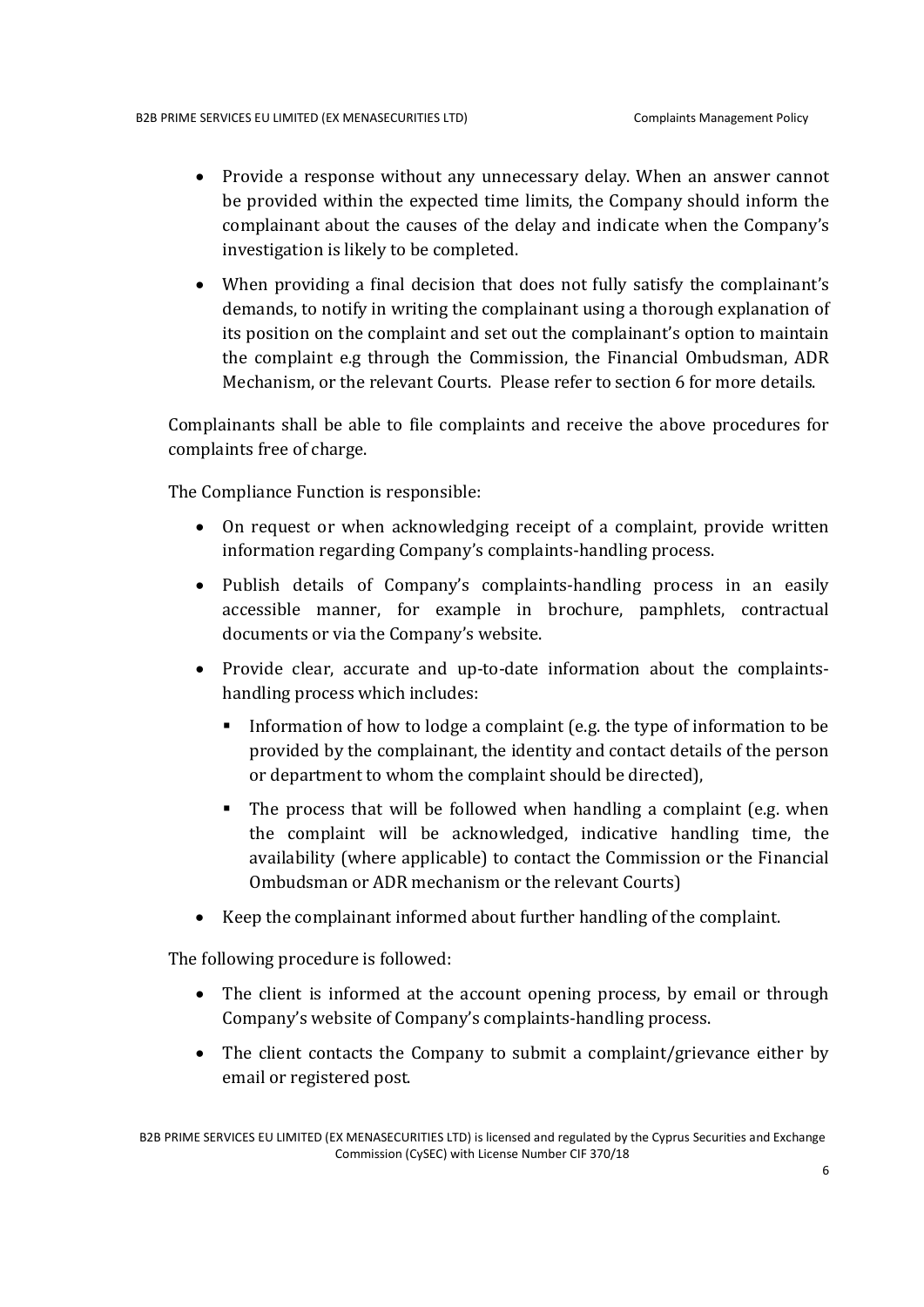- Provide a response without any unnecessary delay. When an answer cannot be provided within the expected time limits, the Company should inform the complainant about the causes of the delay and indicate when the Company's investigation is likely to be completed.
- When providing a final decision that does not fully satisfy the complainant's demands, to notify in writing the complainant using a thorough explanation of its position on the complaint and set out the complainant's option to maintain the complaint e.g through the Commission, the Financial Ombudsman, ADR Mechanism, or the relevant Courts. Please refer to section 6 for more details.

Complainants shall be able to file complaints and receive the above procedures for complaints free of charge.

The Compliance Function is responsible:

- On request or when acknowledging receipt of a complaint, provide written information regarding Company's complaints-handling process.
- Publish details of Company's complaints-handling process in an easily accessible manner, for example in brochure, pamphlets, contractual documents or via the Company's website.
- Provide clear, accurate and up-to-date information about the complaints-handling process which includes:
  - Information of how to lodge a complaint (e.g. the type of information to be provided by the complainant, the identity and contact details of the person or department to whom the complaint should be directed),
  - The process that will be followed when handling a complaint (e.g. when the complaint will be acknowledged, indicative handling time, the availability (where applicable) to contact the Commission or the Financial Ombudsman or ADR mechanism or the relevant Courts)
- Keep the complainant informed about further handling of the complaint.

The following procedure is followed:

- The client is informed at the account opening process, by email or through Company's website of Company's complaints-handling process.
- The client contacts the Company to submit a complaint/grievance either by email or registered post.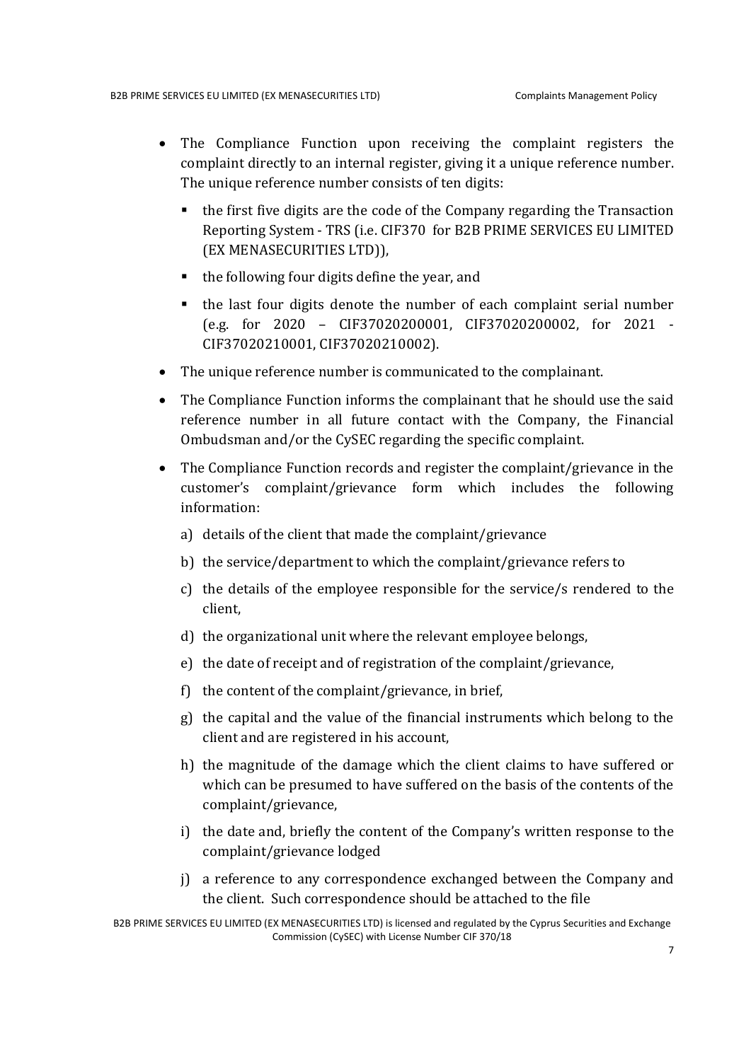- The Compliance Function upon receiving the complaint registers the complaint directly to an internal register, giving it a unique reference number. The unique reference number consists of ten digits:
  - the first five digits are the code of the Company regarding the Transaction Reporting System - TRS (i.e. CIF370 for B2B PRIME SERVICES EU LIMITED (EX MENASECURITIES LTD)),
  - the following four digits define the year, and
  - the last four digits denote the number of each complaint serial number (e.g. for 2020 – CIF37020200001, CIF37020200002, for 2021 - CIF37020210001, CIF37020210002).
- The unique reference number is communicated to the complainant.
- The Compliance Function informs the complainant that he should use the said reference number in all future contact with the Company, the Financial Ombudsman and/or the CySEC regarding the specific complaint.
- The Compliance Function records and register the complaint/grievance in the customer's complaint/grievance form which includes the following information:
  a) details of the client that made the complaint/grievance
  b) the service/department to which the complaint/grievance refers to
  c) the details of the employee responsible for the service/s rendered to the client,
  d) the organizational unit where the relevant employee belongs,
  e) the date of receipt and of registration of the complaint/grievance,
  f) the content of the complaint/grievance, in brief,
  g) the capital and the value of the financial instruments which belong to the client and are registered in his account,
  h) the magnitude of the damage which the client claims to have suffered or which can be presumed to have suffered on the basis of the contents of the complaint/grievance,
  i) the date and, briefly the content of the Company's written response to the complaint/grievance lodged
  j) a reference to any correspondence exchanged between the Company and the client. Such correspondence should be attached to the file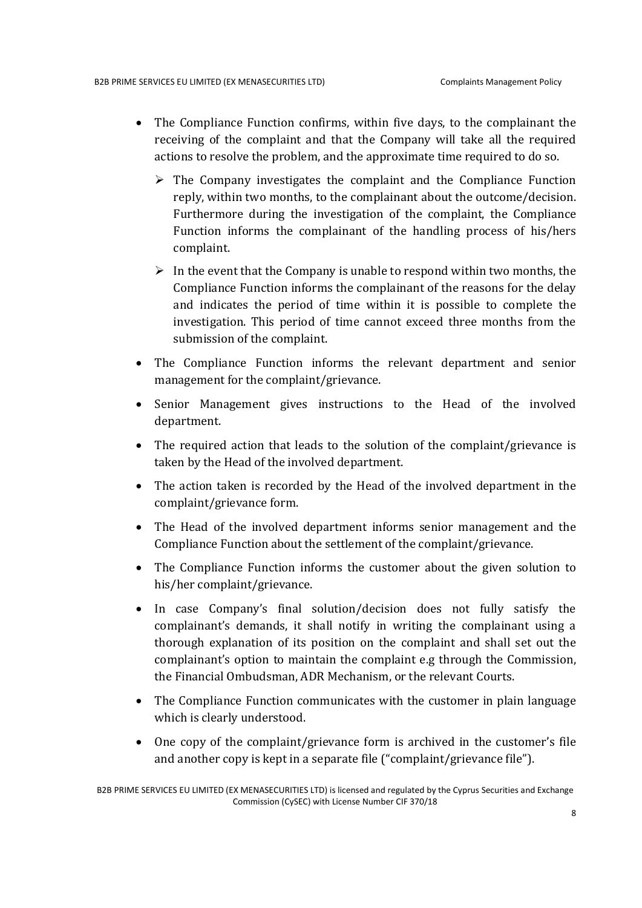- The Compliance Function confirms, within five days, to the complainant the receiving of the complaint and that the Company will take all the required actions to resolve the problem, and the approximate time required to do so.
    - The Company investigates the complaint and the Compliance Function reply, within two months, to the complainant about the outcome/decision. Furthermore during the investigation of the complaint, the Compliance Function informs the complainant of the handling process of his/hers complaint.
    - In the event that the Company is unable to respond within two months, the Compliance Function informs the complainant of the reasons for the delay and indicates the period of time within it is possible to complete the investigation. This period of time cannot exceed three months from the submission of the complaint.
- The Compliance Function informs the relevant department and senior management for the complaint/grievance.
- Senior Management gives instructions to the Head of the involved department.
- The required action that leads to the solution of the complaint/grievance is taken by the Head of the involved department.
- The action taken is recorded by the Head of the involved department in the complaint/grievance form.
- The Head of the involved department informs senior management and the Compliance Function about the settlement of the complaint/grievance.
- The Compliance Function informs the customer about the given solution to his/her complaint/grievance.
- In case Company's final solution/decision does not fully satisfy the complainant's demands, it shall notify in writing the complainant using a thorough explanation of its position on the complaint and shall set out the complainant's option to maintain the complaint e.g through the Commission, the Financial Ombudsman, ADR Mechanism, or the relevant Courts.
- The Compliance Function communicates with the customer in plain language which is clearly understood.
- One copy of the complaint/grievance form is archived in the customer's file and another copy is kept in a separate file ("complaint/grievance file").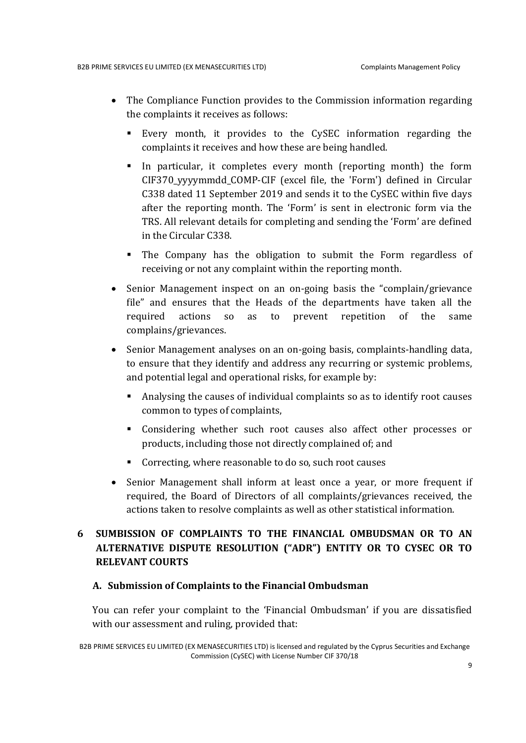- The Compliance Function provides to the Commission information regarding the complaints it receives as follows:
  - Every month, it provides to the CySEC information regarding the complaints it receives and how these are being handled.
  - In particular, it completes every month (reporting month) the form CIF370_yyyymmdd_COMP-CIF (excel file, the 'Form') defined in Circular C338 dated 11 September 2019 and sends it to the CySEC within five days after the reporting month. The 'Form' is sent in electronic form via the TRS. All relevant details for completing and sending the 'Form' are defined in the Circular C338.
  - The Company has the obligation to submit the Form regardless of receiving or not any complaint within the reporting month.
- Senior Management inspect on an on-going basis the "complain/grievance file" and ensures that the Heads of the departments have taken all the required actions so as to prevent repetition of the same complains/grievances.
- Senior Management analyses on an on-going basis, complaints-handling data, to ensure that they identify and address any recurring or systemic problems, and potential legal and operational risks, for example by:
  - Analysing the causes of individual complaints so as to identify root causes common to types of complaints,
  - Considering whether such root causes also affect other processes or products, including those not directly complained of; and
  - Correcting, where reasonable to do so, such root causes
- Senior Management shall inform at least once a year, or more frequent if required, the Board of Directors of all complaints/grievances received, the actions taken to resolve complaints as well as other statistical information.

# 6 SUMBISSION OF COMPLAINTS TO THE FINANCIAL OMBUDSMAN OR TO AN ALTERNATIVE DISPUTE RESOLUTION ("ADR") ENTITY OR TO CYSEC OR TO RELEVANT COURTS

## A. Submission of Complaints to the Financial Ombudsman

You can refer your complaint to the 'Financial Ombudsman' if you are dissatisfied with our assessment and ruling, provided that: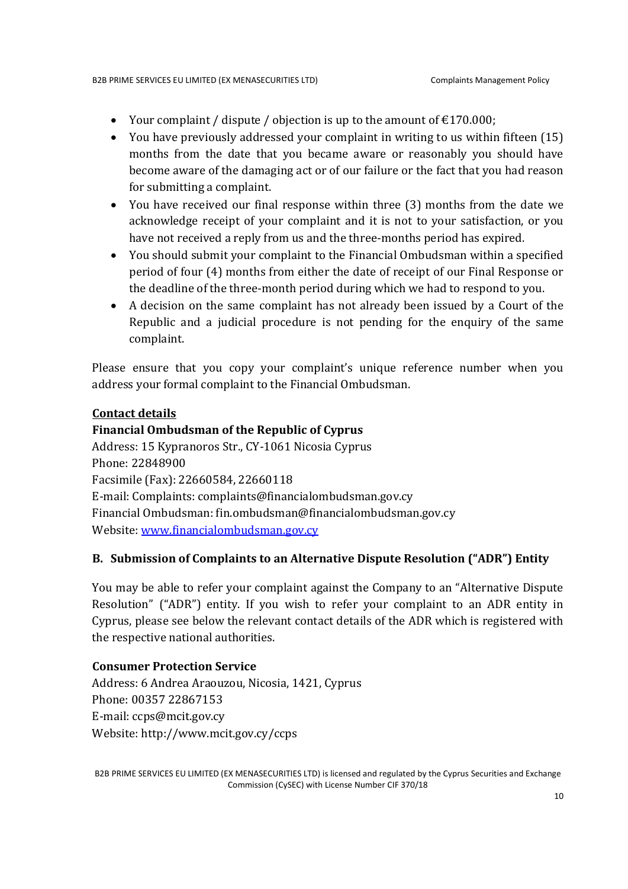- Your complaint / dispute / objection is up to the amount of €170.000;
- You have previously addressed your complaint in writing to us within fifteen (15) months from the date that you became aware or reasonably you should have become aware of the damaging act or of our failure or the fact that you had reason for submitting a complaint.
- You have received our final response within three (3) months from the date we acknowledge receipt of your complaint and it is not to your satisfaction, or you have not received a reply from us and the three-months period has expired.
- You should submit your complaint to the Financial Ombudsman within a specified period of four (4) months from either the date of receipt of our Final Response or the deadline of the three-month period during which we had to respond to you.
- A decision on the same complaint has not already been issued by a Court of the Republic and a judicial procedure is not pending for the enquiry of the same complaint.

Please ensure that you copy your complaint's unique reference number when you address your formal complaint to the Financial Ombudsman.

**Contact details**

**Financial Ombudsman of the Republic of Cyprus**
Address: 15 Kypranoros Str., CY-1061 Nicosia Cyprus
Phone: 22848900
Facsimile (Fax): 22660584, 22660118
E-mail: Complaints: complaints@financialombudsman.gov.cy
Financial Ombudsman: fin.ombudsman@financialombudsman.gov.cy
Website: [www.financialombudsman.gov.cy](http://www.financialombudsman.gov.cy)

### B. Submission of Complaints to an Alternative Dispute Resolution ("ADR") Entity

You may be able to refer your complaint against the Company to an "Alternative Dispute Resolution" ("ADR") entity. If you wish to refer your complaint to an ADR entity in Cyprus, please see below the relevant contact details of the ADR which is registered with the respective national authorities.

**Consumer Protection Service**
Address: 6 Andrea Araouzou, Nicosia, 1421, Cyprus
Phone: 00357 22867153
E-mail: ccps@mcit.gov.cy
Website: http://www.mcit.gov.cy/ccps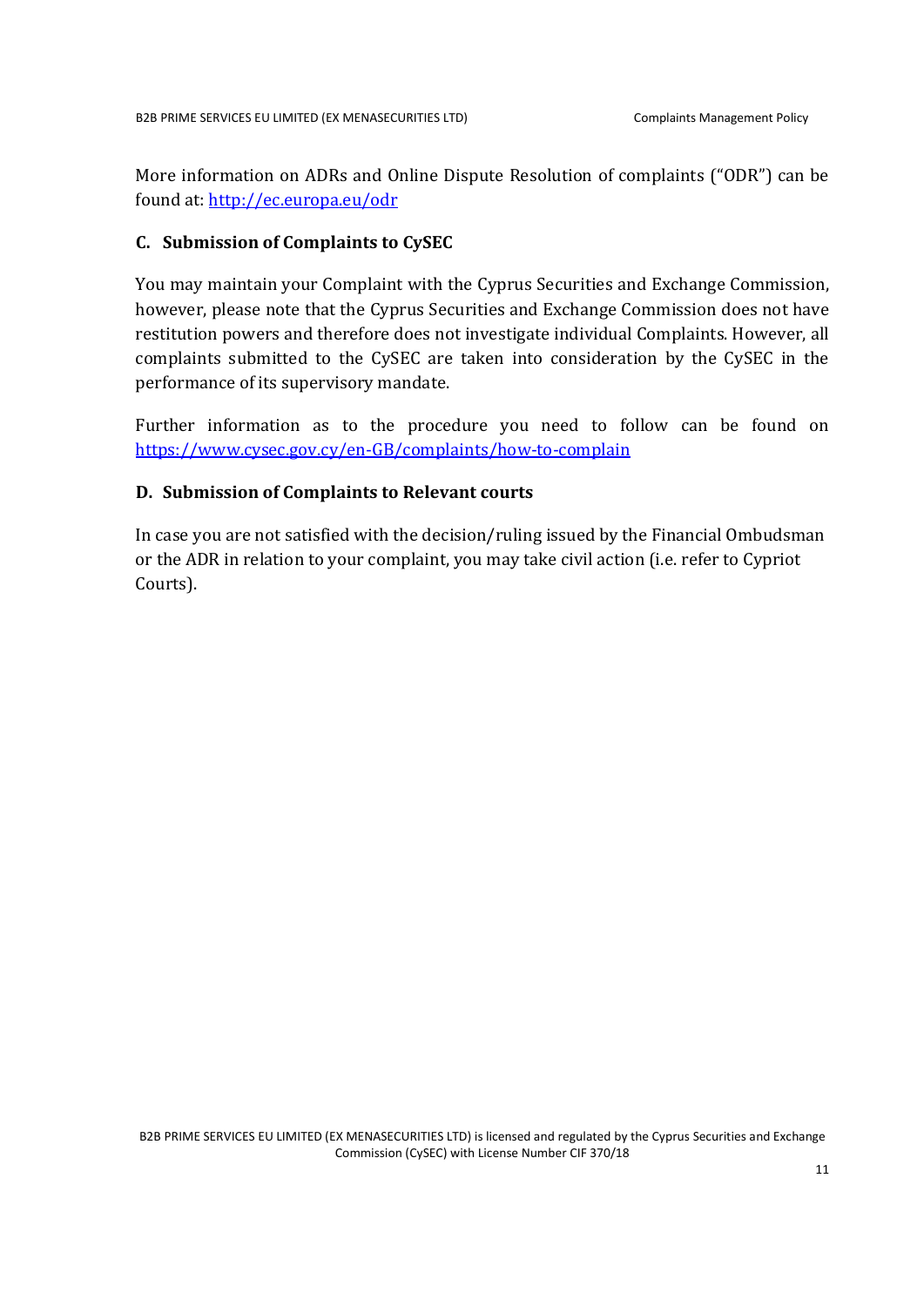More information on ADRs and Online Dispute Resolution of complaints ("ODR") can be found at: [http://ec.europa.eu/odr](http://ec.europa.eu/odr)

### C. Submission of Complaints to CySEC

You may maintain your Complaint with the Cyprus Securities and Exchange Commission, however, please note that the Cyprus Securities and Exchange Commission does not have restitution powers and therefore does not investigate individual Complaints. However, all complaints submitted to the CySEC are taken into consideration by the CySEC in the performance of its supervisory mandate.

Further information as to the procedure you need to follow can be found on [https://www.cysec.gov.cy/en-GB/complaints/how-to-complain](https://www.cysec.gov.cy/en-GB/complaints/how-to-complain)

### D. Submission of Complaints to Relevant courts

In case you are not satisfied with the decision/ruling issued by the Financial Ombudsman or the ADR in relation to your complaint, you may take civil action (i.e. refer to Cypriot Courts).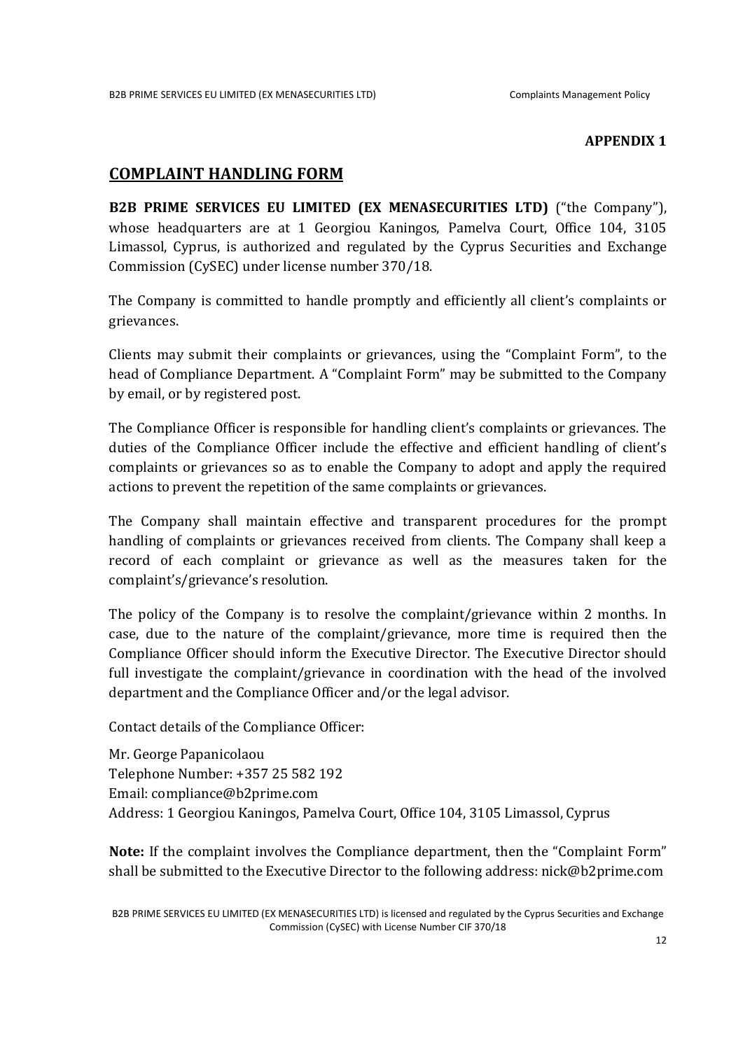**APPENDIX 1**

## COMPLAINT HANDLING FORM

**B2B PRIME SERVICES EU LIMITED (EX MENASECURITIES LTD)** ("the Company"), whose headquarters are at 1 Georgiou Kaningos, Pamelva Court, Office 104, 3105 Limassol, Cyprus, is authorized and regulated by the Cyprus Securities and Exchange Commission (CySEC) under license number 370/18.

The Company is committed to handle promptly and efficiently all client's complaints or grievances.

Clients may submit their complaints or grievances, using the "Complaint Form", to the head of Compliance Department. A "Complaint Form" may be submitted to the Company by email, or by registered post.

The Compliance Officer is responsible for handling client's complaints or grievances. The duties of the Compliance Officer include the effective and efficient handling of client's complaints or grievances so as to enable the Company to adopt and apply the required actions to prevent the repetition of the same complaints or grievances.

The Company shall maintain effective and transparent procedures for the prompt handling of complaints or grievances received from clients. The Company shall keep a record of each complaint or grievance as well as the measures taken for the complaint's/grievance's resolution.

The policy of the Company is to resolve the complaint/grievance within 2 months. In case, due to the nature of the complaint/grievance, more time is required then the Compliance Officer should inform the Executive Director. The Executive Director should full investigate the complaint/grievance in coordination with the head of the involved department and the Compliance Officer and/or the legal advisor.

Contact details of the Compliance Officer:

Mr. George Papanicolaou
Telephone Number: +357 25 582 192
Email: compliance@b2prime.com
Address: 1 Georgiou Kaningos, Pamelva Court, Office 104, 3105 Limassol, Cyprus

**Note:** If the complaint involves the Compliance department, then the "Complaint Form" shall be submitted to the Executive Director to the following address: nick@b2prime.com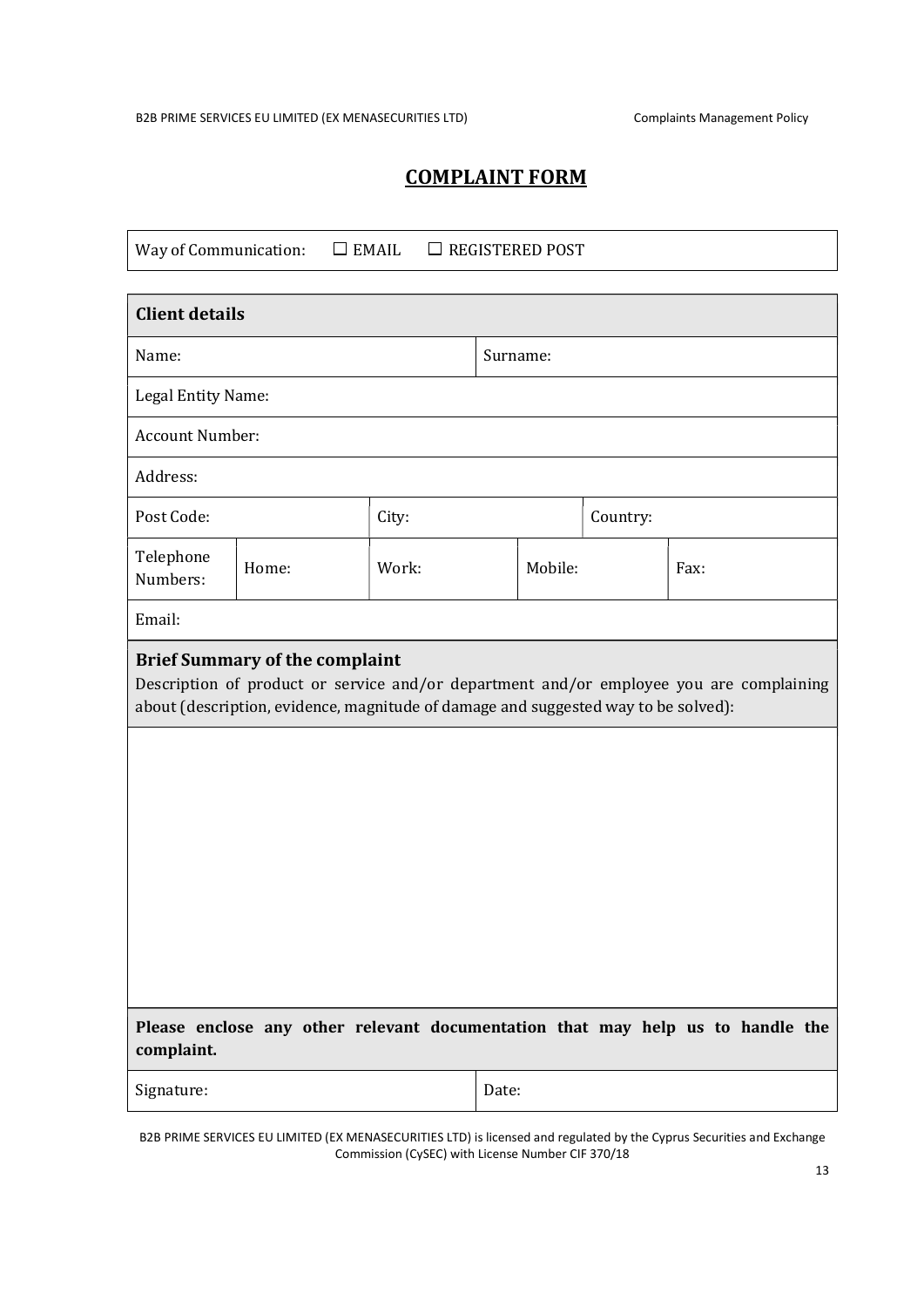# COMPLAINT FORM

| Way of Communication: ☐ EMAIL ☐ REGISTERED POST |
|---|

| **Client details** | | | | | |
|---|---|---|---|---|---|
| Name: | | | Surname: | | |
| Legal Entity Name: | | | | | |
| Account Number: | | | | | |
| Address: | | | | | |
| Post Code: | | City: | | Country: | |
| Telephone Numbers: | Home: | Work: | Mobile: | | Fax: |
| Email: | | | | | |

| **Brief Summary of the complaint**<br>Description of product or service and/or department and/or employee you are complaining about (description, evidence, magnitude of damage and suggested way to be solved): |
|---|
| |
| **Please enclose any other relevant documentation that may help us to handle the complaint.** |

| Signature: | Date: |
|---|---|

B2B PRIME SERVICES EU LIMITED (EX MENASECURITIES LTD) is licensed and regulated by the Cyprus Securities and Exchange Commission (CySEC) with License Number CIF 370/18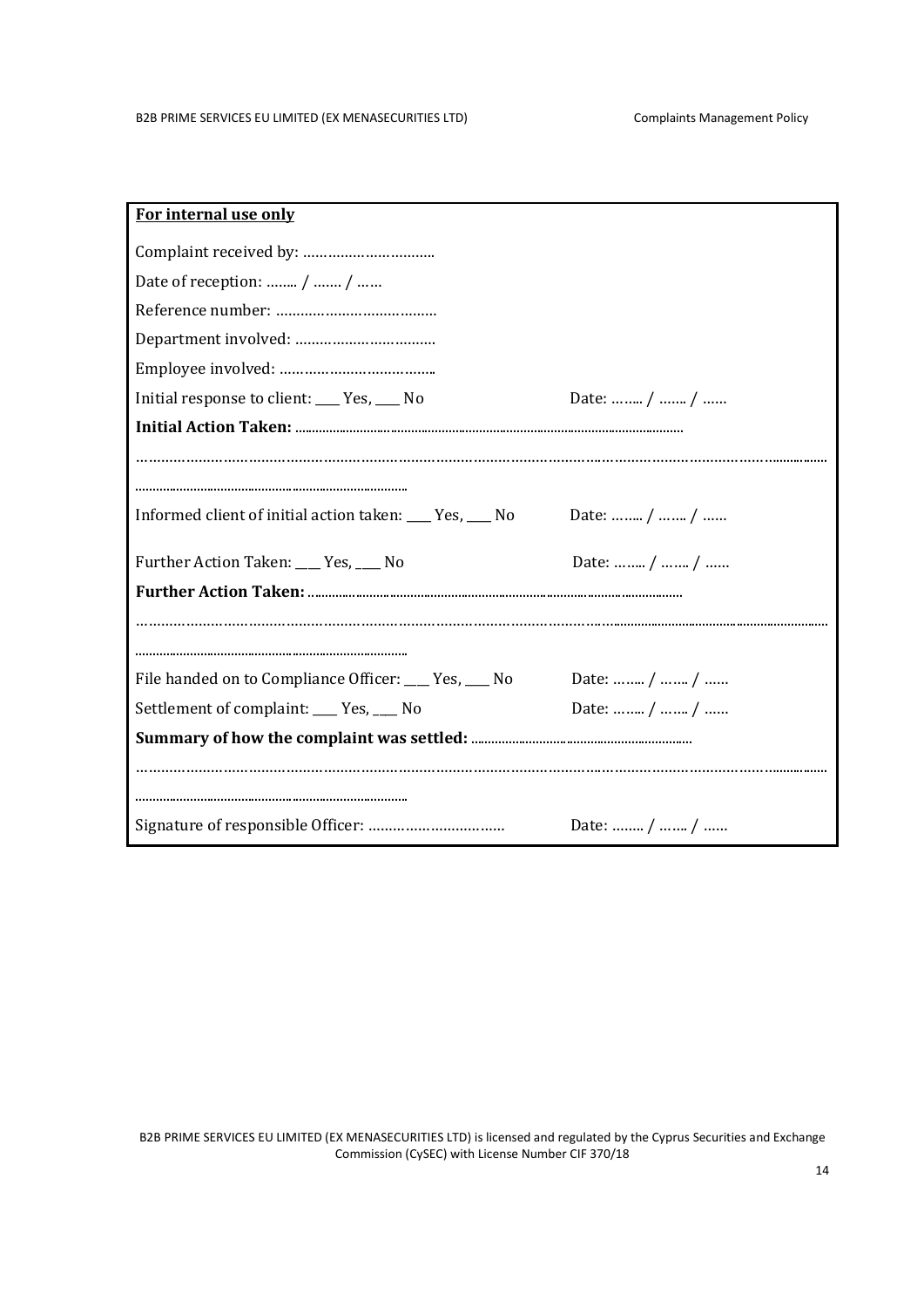**For internal use only**

Complaint received by: …………………………..

Date of reception: …….. / ……. / ……

Reference number: …………………………………

Department involved: ……………………………

Employee involved: ……………………………..

Initial response to client: ___ Yes, ___ No Date: …….. / ……. / ……

**Initial Action Taken:** ……………………………………………………………………………………………

……………………………………………………………………………………………………………………………………

……………………………………………………………

Informed client of initial action taken: ___ Yes, ___ No Date: …….. / ……. / ……

Further Action Taken: ___ Yes, ___ No Date: …….. / ……. / ……

**Further Action Taken:** ……………………………………………………………………………………………

……………………………………………………………………………………………………………………………………

……………………………………………………………

File handed on to Compliance Officer: ___ Yes, ___ No Date: …….. / ……. / ……

Settlement of complaint: ___ Yes, ___ No Date: …….. / ……. / ……

**Summary of how the complaint was settled:** ……………………………………………………………

……………………………………………………………………………………………………………………………………

……………………………………………………………

Signature of responsible Officer: …………………………… Date: …….. / ……. / ……